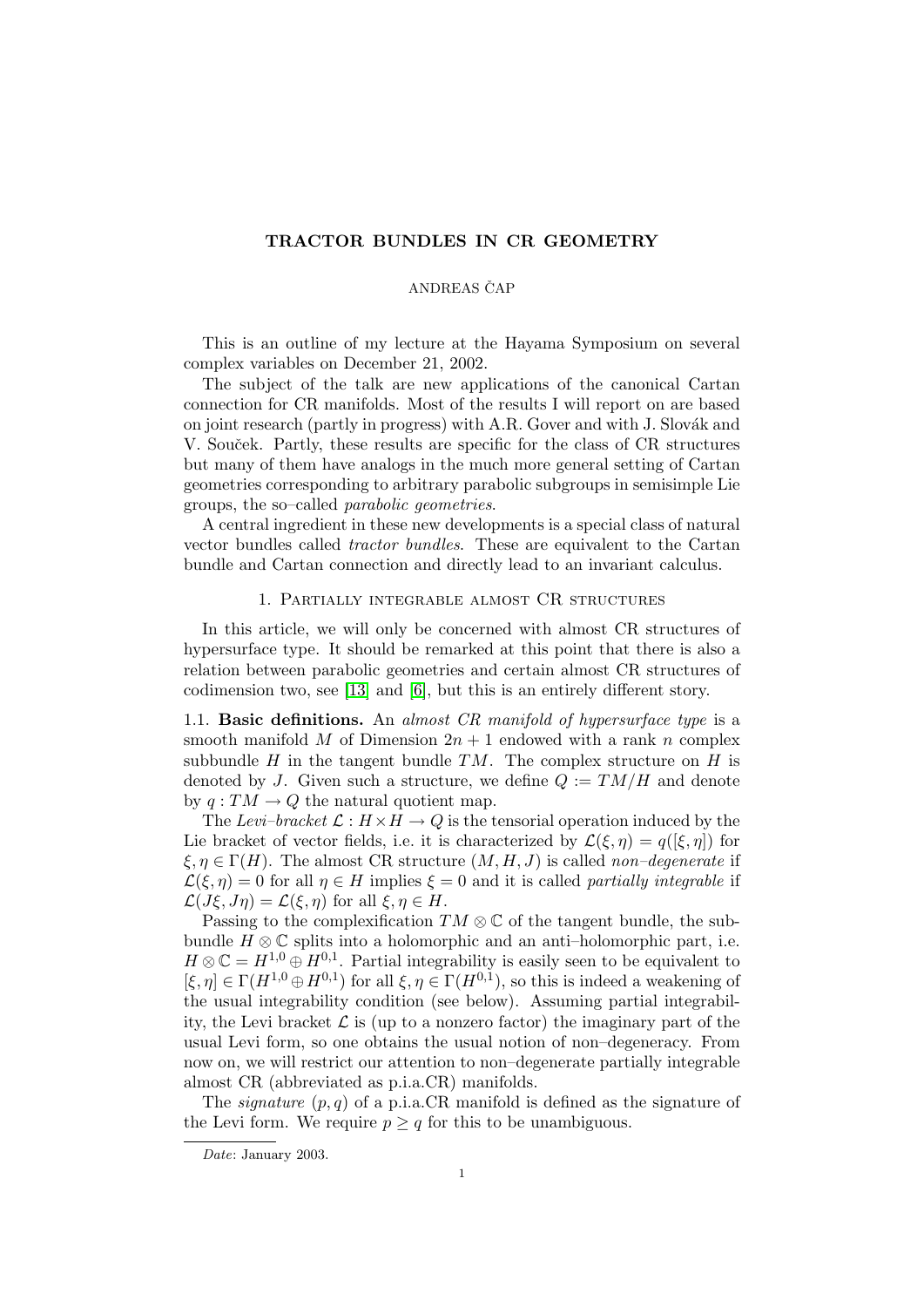# TRACTOR BUNDLES IN CR GEOMETRY

ANDREAS ČAP

This is an outline of my lecture at the Hayama Symposium on several complex variables on December 21, 2002.

The subject of the talk are new applications of the canonical Cartan connection for CR manifolds. Most of the results I will report on are based on joint research (partly in progress) with A.R. Gover and with J. Slovák and V. Souček. Partly, these results are specific for the class of CR structures but many of them have analogs in the much more general setting of Cartan geometries corresponding to arbitrary parabolic subgroups in semisimple Lie groups, the so–called *parabolic geometries*.

A central ingredient in these new developments is a special class of natural vector bundles called *tractor bundles*. These are equivalent to the Cartan bundle and Cartan connection and directly lead to an invariant calculus.

## 1. Partially integrable almost CR structures

In this article, we will only be concerned with almost CR structures of hypersurface type. It should be remarked at this point that there is also a relation between parabolic geometries and certain almost CR structures of codimension two, see [13] and [6], but this is an entirely different story.

**1.1. Basic definitions.** An *almost CR manifold of hypersurface type* is a smooth manifold $M$ of Dimension $2n+1$ endowed with a rank $n$ complex subbundle $H$ in the tangent bundle $TM$. The complex structure on $H$ is denoted by $J$. Given such a structure, we define $Q := TM/H$ and denote by $q : TM \to Q$ the natural quotient map.

The *Levi–bracket* $\mathcal{L} : H \times H \to Q$ is the tensorial operation induced by the Lie bracket of vector fields, i.e. it is characterized by $\mathcal{L}(\xi, \eta) = q([\xi, \eta])$ for $\xi, \eta \in \Gamma(H)$. The almost CR structure $(M, H, J)$ is called *non–degenerate* if $\mathcal{L}(\xi, \eta) = 0$ for all $\eta \in H$ implies $\xi = 0$ and it is called *partially integrable* if $\mathcal{L}(J\xi, J\eta) = \mathcal{L}(\xi, \eta)$ for all $\xi, \eta \in H$.

Passing to the complexification $TM \otimes \mathbb{C}$ of the tangent bundle, the subbundle $H \otimes \mathbb{C}$ splits into a holomorphic and an anti–holomorphic part, i.e. $H \otimes \mathbb{C} = H^{1,0} \oplus H^{0,1}$. Partial integrability is easily seen to be equivalent to $[\xi, \eta] \in \Gamma(H^{1,0} \oplus H^{0,1})$ for all $\xi, \eta \in \Gamma(H^{0,1})$, so this is indeed a weakening of the usual integrability condition (see below). Assuming partial integrability, the Levi bracket $\mathcal{L}$ is (up to a nonzero factor) the imaginary part of the usual Levi form, so one obtains the usual notion of non–degeneracy. From now on, we will restrict our attention to non–degenerate partially integrable almost CR (abbreviated as p.i.a.CR) manifolds.

The *signature* $(p, q)$ of a p.i.a.CR manifold is defined as the signature of the Levi form. We require $p \geq q$ for this to be unambiguous.

*Date*: January 2003.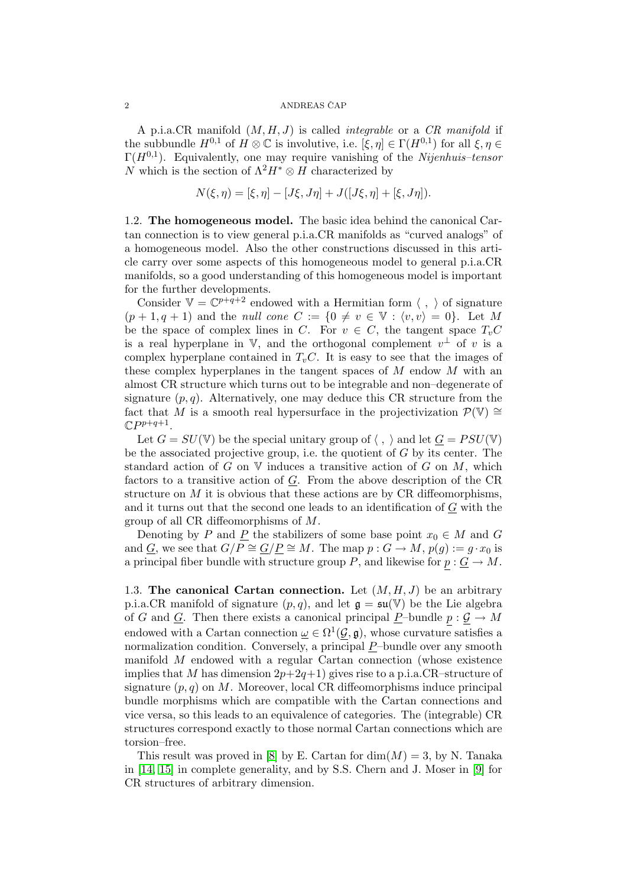A p.i.a.CR manifold $(M, H, J)$ is called *integrable* or a *CR manifold* if the subbundle $H^{0,1}$ of $H \otimes \mathbb{C}$ is involutive, i.e. $[\xi, \eta] \in \Gamma(H^{0,1})$ for all $\xi, \eta \in \Gamma(H^{0,1})$. Equivalently, one may require vanishing of the *Nijenhuis–tensor* $N$ which is the section of $\Lambda^2 H^* \otimes H$ characterized by

$$N(\xi, \eta) = [\xi, \eta] - [J\xi, J\eta] + J([J\xi, \eta] + [\xi, J\eta]).$$

**1.2. The homogeneous model.** The basic idea behind the canonical Cartan connection is to view general p.i.a.CR manifolds as "curved analogs" of a homogeneous model. Also the other constructions discussed in this article carry over some aspects of this homogeneous model to general p.i.a.CR manifolds, so a good understanding of this homogeneous model is important for the further developments.

Consider $\mathbb{V} = \mathbb{C}^{p+q+2}$ endowed with a Hermitian form $\langle\ ,\ \rangle$ of signature $(p+1, q+1)$ and the *null cone* $C := \{0 \neq v \in \mathbb{V} : \langle v, v \rangle = 0\}$. Let $M$ be the space of complex lines in $C$. For $v \in C$, the tangent space $T_v C$ is a real hyperplane in $\mathbb{V}$, and the orthogonal complement $v^\perp$ of $v$ is a complex hyperplane contained in $T_v C$. It is easy to see that the images of these complex hyperplanes in the tangent spaces of $M$ endow $M$ with an almost CR structure which turns out to be integrable and non–degenerate of signature $(p, q)$. Alternatively, one may deduce this CR structure from the fact that $M$ is a smooth real hypersurface in the projectivization $\mathcal{P}(\mathbb{V}) \cong \mathbb{C}P^{p+q+1}$.

Let $G = SU(\mathbb{V})$ be the special unitary group of $\langle\ ,\ \rangle$ and let $\underline{G} = PSU(\mathbb{V})$ be the associated projective group, i.e. the quotient of $G$ by its center. The standard action of $G$ on $\mathbb{V}$ induces a transitive action of $G$ on $M$, which factors to a transitive action of $\underline{G}$. From the above description of the CR structure on $M$ it is obvious that these actions are by CR diffeomorphisms, and it turns out that the second one leads to an identification of $\underline{G}$ with the group of all CR diffeomorphisms of $M$.

Denoting by $P$ and $\underline{P}$ the stabilizers of some base point $x_0 \in M$ and $G$ and $\underline{G}$, we see that $G/P \cong \underline{G}/\underline{P} \cong M$. The map $p : G \to M$, $p(g) := g \cdot x_0$ is a principal fiber bundle with structure group $P$, and likewise for $\underline{p} : \underline{G} \to M$.

**1.3. The canonical Cartan connection.** Let $(M, H, J)$ be an arbitrary p.i.a.CR manifold of signature $(p, q)$, and let $\mathfrak{g} = \mathfrak{su}(\mathbb{V})$ be the Lie algebra of $G$ and $\underline{G}$. Then there exists a canonical principal $\underline{P}$–bundle $\underline{p} : \underline{\mathcal{G}} \to M$ endowed with a Cartan connection $\underline{\omega} \in \Omega^1(\underline{\mathcal{G}}, \mathfrak{g})$, whose curvature satisfies a normalization condition. Conversely, a principal $\underline{P}$–bundle over any smooth manifold $M$ endowed with a regular Cartan connection (whose existence implies that $M$ has dimension $2p+2q+1$) gives rise to a p.i.a.CR–structure of signature $(p, q)$ on $M$. Moreover, local CR diffeomorphisms induce principal bundle morphisms which are compatible with the Cartan connections and vice versa, so this leads to an equivalence of categories. The (integrable) CR structures correspond exactly to those normal Cartan connections which are torsion–free.

This result was proved in [8] by E. Cartan for $\dim(M) = 3$, by N. Tanaka in [14, 15] in complete generality, and by S.S. Chern and J. Moser in [9] for CR structures of arbitrary dimension.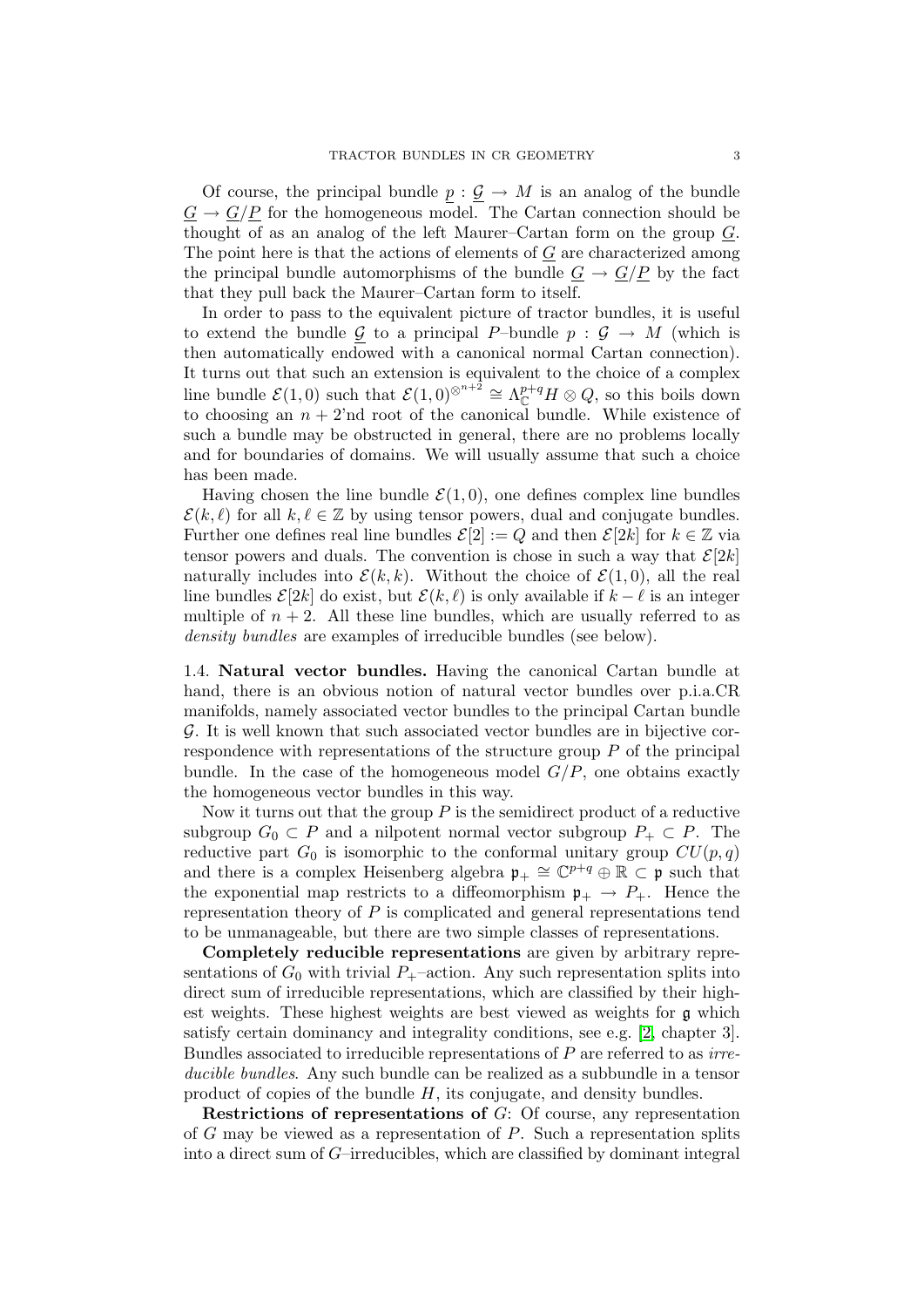Of course, the principal bundle $\underline{p} : \underline{\mathcal{G}} \to M$ is an analog of the bundle $\underline{G} \to \underline{G}/\underline{P}$ for the homogeneous model. The Cartan connection should be thought of as an analog of the left Maurer–Cartan form on the group $\underline{G}$. The point here is that the actions of elements of $\underline{G}$ are characterized among the principal bundle automorphisms of the bundle $\underline{G} \to \underline{G}/\underline{P}$ by the fact that they pull back the Maurer–Cartan form to itself.

In order to pass to the equivalent picture of tractor bundles, it is useful to extend the bundle $\underline{\mathcal{G}}$ to a principal $P$–bundle $p : \mathcal{G} \to M$ (which is then automatically endowed with a canonical normal Cartan connection). It turns out that such an extension is equivalent to the choice of a complex line bundle $\mathcal{E}(1,0)$ such that $\mathcal{E}(1,0)^{\otimes^{n+2}} \cong \Lambda^{p+q}_{\mathbb{C}} H \otimes Q$, so this boils down to choosing an $n+2$'nd root of the canonical bundle. While existence of such a bundle may be obstructed in general, there are no problems locally and for boundaries of domains. We will usually assume that such a choice has been made.

Having chosen the line bundle $\mathcal{E}(1,0)$, one defines complex line bundles $\mathcal{E}(k,\ell)$ for all $k,\ell \in \mathbb{Z}$ by using tensor powers, dual and conjugate bundles. Further one defines real line bundles $\mathcal{E}[2] := Q$ and then $\mathcal{E}[2k]$ for $k \in \mathbb{Z}$ via tensor powers and duals. The convention is chose in such a way that $\mathcal{E}[2k]$ naturally includes into $\mathcal{E}(k,k)$. Without the choice of $\mathcal{E}(1,0)$, all the real line bundles $\mathcal{E}[2k]$ do exist, but $\mathcal{E}(k,\ell)$ is only available if $k-\ell$ is an integer multiple of $n+2$. All these line bundles, which are usually referred to as *density bundles* are examples of irreducible bundles (see below).

**1.4. Natural vector bundles.** Having the canonical Cartan bundle at hand, there is an obvious notion of natural vector bundles over p.i.a.CR manifolds, namely associated vector bundles to the principal Cartan bundle $\mathcal{G}$. It is well known that such associated vector bundles are in bijective correspondence with representations of the structure group $P$ of the principal bundle. In the case of the homogeneous model $G/P$, one obtains exactly the homogeneous vector bundles in this way.

Now it turns out that the group $P$ is the semidirect product of a reductive subgroup $G_0 \subset P$ and a nilpotent normal vector subgroup $P_+ \subset P$. The reductive part $G_0$ is isomorphic to the conformal unitary group $CU(p,q)$ and there is a complex Heisenberg algebra $\mathfrak{p}_+ \cong \mathbb{C}^{p+q} \oplus \mathbb{R} \subset \mathfrak{p}$ such that the exponential map restricts to a diffeomorphism $\mathfrak{p}_+ \to P_+$. Hence the representation theory of $P$ is complicated and general representations tend to be unmanageable, but there are two simple classes of representations.

**Completely reducible representations** are given by arbitrary representations of $G_0$ with trivial $P_+$–action. Any such representation splits into direct sum of irreducible representations, which are classified by their highest weights. These highest weights are best viewed as weights for $\mathfrak{g}$ which satisfy certain dominancy and integrality conditions, see e.g. [2, chapter 3]. Bundles associated to irreducible representations of $P$ are referred to as *irreducible bundles*. Any such bundle can be realized as a subbundle in a tensor product of copies of the bundle $H$, its conjugate, and density bundles.

**Restrictions of representations of** $G$: Of course, any representation of $G$ may be viewed as a representation of $P$. Such a representation splits into a direct sum of $G$–irreducibles, which are classified by dominant integral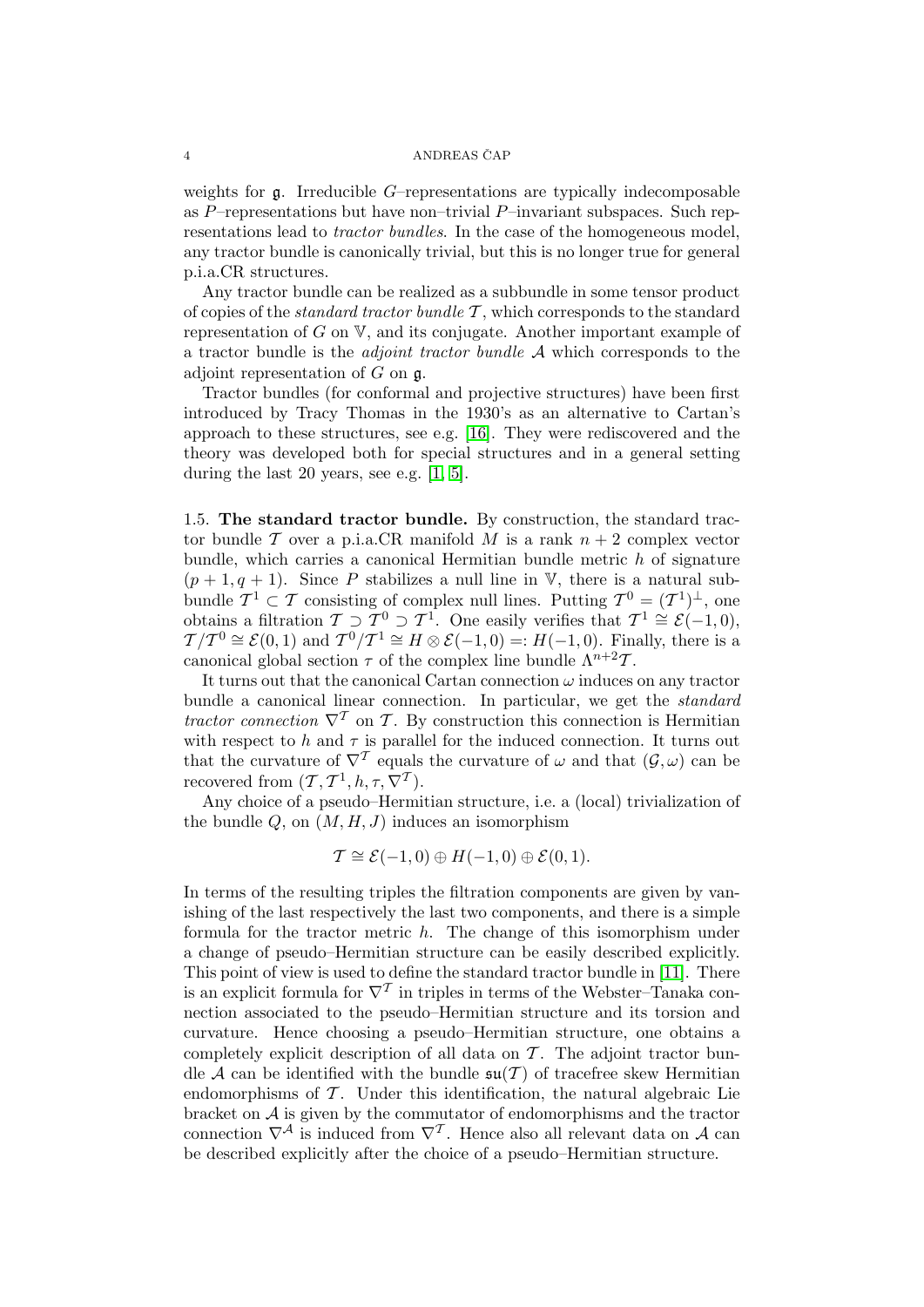weights for $\mathfrak{g}$. Irreducible $G$–representations are typically indecomposable as $P$–representations but have non–trivial $P$–invariant subspaces. Such representations lead to *tractor bundles*. In the case of the homogeneous model, any tractor bundle is canonically trivial, but this is no longer true for general p.i.a.CR structures.

Any tractor bundle can be realized as a subbundle in some tensor product of copies of the *standard tractor bundle* $\mathcal{T}$, which corresponds to the standard representation of $G$ on $\mathbb{V}$, and its conjugate. Another important example of a tractor bundle is the *adjoint tractor bundle* $\mathcal{A}$ which corresponds to the adjoint representation of $G$ on $\mathfrak{g}$.

Tractor bundles (for conformal and projective structures) have been first introduced by Tracy Thomas in the 1930's as an alternative to Cartan's approach to these structures, see e.g. [16]. They were rediscovered and the theory was developed both for special structures and in a general setting during the last 20 years, see e.g. [1, 5].

1.5. **The standard tractor bundle.** By construction, the standard tractor bundle $\mathcal{T}$ over a p.i.a.CR manifold $M$ is a rank $n+2$ complex vector bundle, which carries a canonical Hermitian bundle metric $h$ of signature $(p+1, q+1)$. Since $P$ stabilizes a null line in $\mathbb{V}$, there is a natural subbundle $\mathcal{T}^1 \subset \mathcal{T}$ consisting of complex null lines. Putting $\mathcal{T}^0 = (\mathcal{T}^1)^\perp$, one obtains a filtration $\mathcal{T} \supset \mathcal{T}^0 \supset \mathcal{T}^1$. One easily verifies that $\mathcal{T}^1 \cong \mathcal{E}(-1,0)$, $\mathcal{T}/\mathcal{T}^0 \cong \mathcal{E}(0,1)$ and $\mathcal{T}^0/\mathcal{T}^1 \cong H \otimes \mathcal{E}(-1,0) =: H(-1,0)$. Finally, there is a canonical global section $\tau$ of the complex line bundle $\Lambda^{n+2}\mathcal{T}$.

It turns out that the canonical Cartan connection $\omega$ induces on any tractor bundle a canonical linear connection. In particular, we get the *standard tractor connection* $\nabla^{\mathcal{T}}$ on $\mathcal{T}$. By construction this connection is Hermitian with respect to $h$ and $\tau$ is parallel for the induced connection. It turns out that the curvature of $\nabla^{\mathcal{T}}$ equals the curvature of $\omega$ and that $(\mathcal{G}, \omega)$ can be recovered from $(\mathcal{T}, \mathcal{T}^1, h, \tau, \nabla^{\mathcal{T}})$.

Any choice of a pseudo–Hermitian structure, i.e. a (local) trivialization of the bundle $Q$, on $(M, H, J)$ induces an isomorphism

$$\mathcal{T} \cong \mathcal{E}(-1,0) \oplus H(-1,0) \oplus \mathcal{E}(0,1).$$

In terms of the resulting triples the filtration components are given by vanishing of the last respectively the last two components, and there is a simple formula for the tractor metric $h$. The change of this isomorphism under a change of pseudo–Hermitian structure can be easily described explicitly. This point of view is used to define the standard tractor bundle in [11]. There is an explicit formula for $\nabla^{\mathcal{T}}$ in triples in terms of the Webster–Tanaka connection associated to the pseudo–Hermitian structure and its torsion and curvature. Hence choosing a pseudo–Hermitian structure, one obtains a completely explicit description of all data on $\mathcal{T}$. The adjoint tractor bundle $\mathcal{A}$ can be identified with the bundle $\mathfrak{su}(\mathcal{T})$ of tracefree skew Hermitian endomorphisms of $\mathcal{T}$. Under this identification, the natural algebraic Lie bracket on $\mathcal{A}$ is given by the commutator of endomorphisms and the tractor connection $\nabla^{\mathcal{A}}$ is induced from $\nabla^{\mathcal{T}}$. Hence also all relevant data on $\mathcal{A}$ can be described explicitly after the choice of a pseudo–Hermitian structure.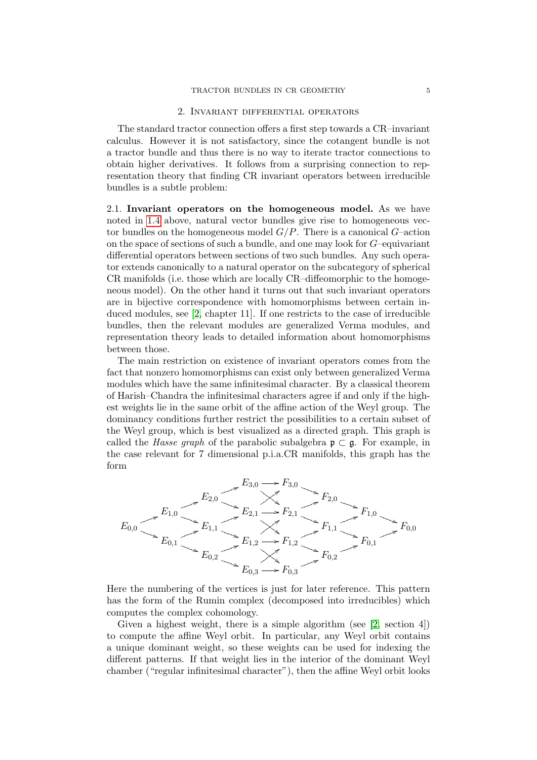## 2. Invariant differential operators

The standard tractor connection offers a first step towards a CR–invariant calculus. However it is not satisfactory, since the cotangent bundle is not a tractor bundle and thus there is no way to iterate tractor connections to obtain higher derivatives. It follows from a surprising connection to representation theory that finding CR invariant operators between irreducible bundles is a subtle problem:

2.1. **Invariant operators on the homogeneous model.** As we have noted in 1.4 above, natural vector bundles give rise to homogeneous vector bundles on the homogeneous model $G/P$. There is a canonical $G$–action on the space of sections of such a bundle, and one may look for $G$–equivariant differential operators between sections of two such bundles. Any such operator extends canonically to a natural operator on the subcategory of spherical CR manifolds (i.e. those which are locally CR–diffeomorphic to the homogeneous model). On the other hand it turns out that such invariant operators are in bijective correspondence with homomorphisms between certain induced modules, see [2, chapter 11]. If one restricts to the case of irreducible bundles, then the relevant modules are generalized Verma modules, and representation theory leads to detailed information about homomorphisms between those.

The main restriction on existence of invariant operators comes from the fact that nonzero homomorphisms can exist only between generalized Verma modules which have the same infinitesimal character. By a classical theorem of Harish–Chandra the infinitesimal characters agree if and only if the highest weights lie in the same orbit of the affine action of the Weyl group. The dominancy conditions further restrict the possibilities to a certain subset of the Weyl group, which is best visualized as a directed graph. This graph is called the *Hasse graph* of the parabolic subalgebra $\mathfrak{p} \subset \mathfrak{g}$. For example, in the case relevant for 7 dimensional p.i.a.CR manifolds, this graph has the form

$$
\begin{array}{ccccccccccccccc}
 & & & & & & E_{3,0} & \longrightarrow & F_{3,0} & & & & & & \\
 & & & & E_{2,0} & \nearrow & & \times & & \searrow & F_{2,0} & & & & \\
 & & E_{1,0} & \nearrow & & \searrow & E_{2,1} & \longrightarrow & F_{2,1} & \nearrow & & \searrow & F_{1,0} & & \\
E_{0,0} & \nearrow & & \searrow & E_{1,1} & \nearrow & & \times & & \searrow & F_{1,1} & \nearrow & & \searrow & F_{0,0} \\
 & \searrow & E_{0,1} & \nearrow & & \searrow & E_{1,2} & \longrightarrow & F_{1,2} & \nearrow & & \searrow & F_{0,1} & \nearrow & \\
 & & & \searrow & E_{0,2} & \nearrow & & \times & & \searrow & F_{0,2} & \nearrow & & & \\
 & & & & & \searrow & E_{0,3} & \longrightarrow & F_{0,3} & \nearrow & & & & &
\end{array}
$$

Here the numbering of the vertices is just for later reference. This pattern has the form of the Rumin complex (decomposed into irreducibles) which computes the complex cohomology.

Given a highest weight, there is a simple algorithm (see [2, section 4]) to compute the affine Weyl orbit. In particular, any Weyl orbit contains a unique dominant weight, so these weights can be used for indexing the different patterns. If that weight lies in the interior of the dominant Weyl chamber ("regular infinitesimal character"), then the affine Weyl orbit looks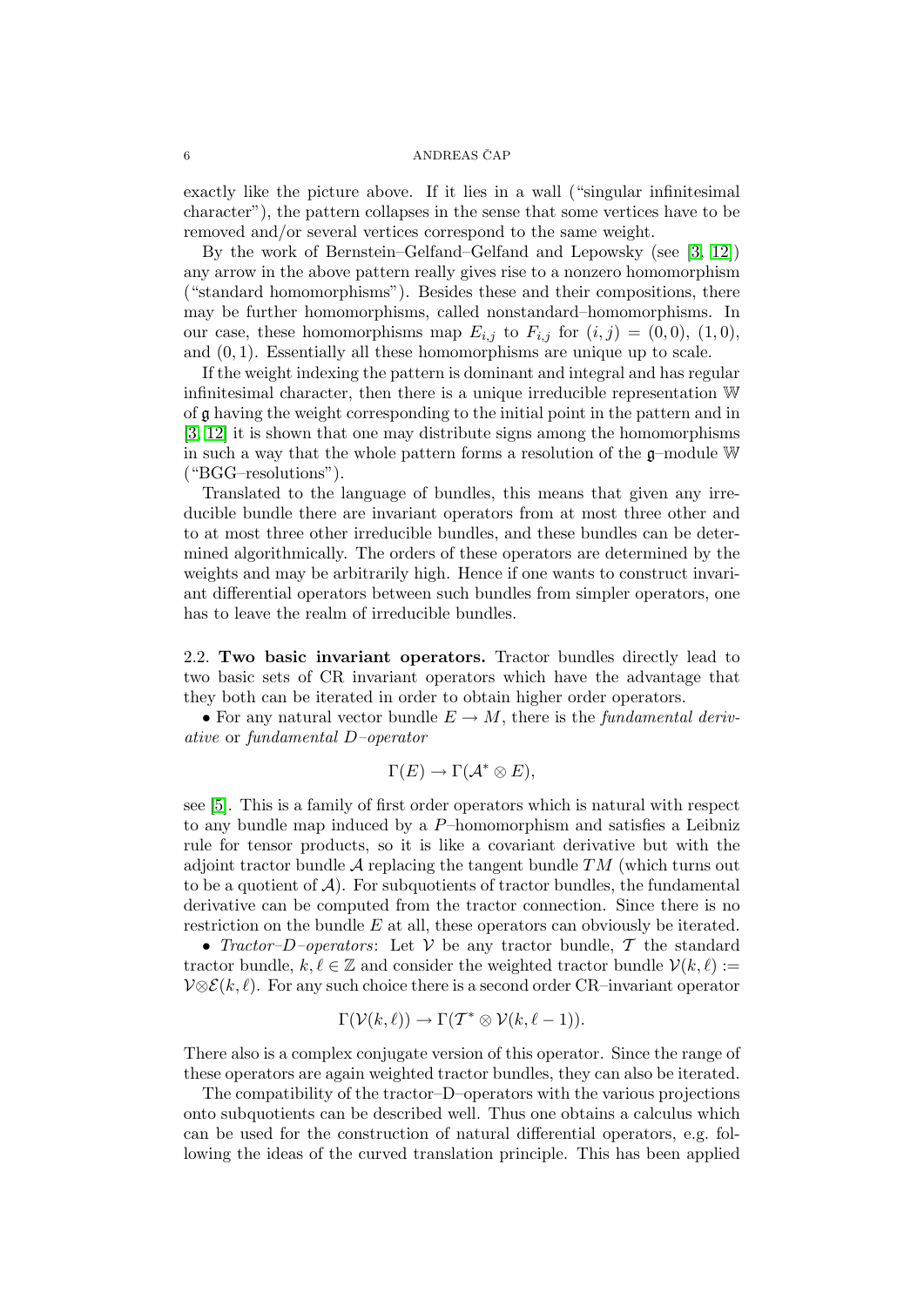exactly like the picture above. If it lies in a wall ("singular infinitesimal character"), the pattern collapses in the sense that some vertices have to be removed and/or several vertices correspond to the same weight.

By the work of Bernstein–Gelfand–Gelfand and Lepowsky (see [3, 12]) any arrow in the above pattern really gives rise to a nonzero homomorphism ("standard homomorphisms"). Besides these and their compositions, there may be further homomorphisms, called nonstandard–homomorphisms. In our case, these homomorphisms map $E_{i,j}$ to $F_{i,j}$ for $(i,j) = (0,0)$, $(1,0)$, and $(0,1)$. Essentially all these homomorphisms are unique up to scale.

If the weight indexing the pattern is dominant and integral and has regular infinitesimal character, then there is a unique irreducible representation $\mathbb{W}$ of $\mathfrak{g}$ having the weight corresponding to the initial point in the pattern and in [3, 12] it is shown that one may distribute signs among the homomorphisms in such a way that the whole pattern forms a resolution of the $\mathfrak{g}$–module $\mathbb{W}$ ("BGG–resolutions").

Translated to the language of bundles, this means that given any irreducible bundle there are invariant operators from at most three other and to at most three other irreducible bundles, and these bundles can be determined algorithmically. The orders of these operators are determined by the weights and may be arbitrarily high. Hence if one wants to construct invariant differential operators between such bundles from simpler operators, one has to leave the realm of irreducible bundles.

## 2.2. Two basic invariant operators.

Tractor bundles directly lead to two basic sets of CR invariant operators which have the advantage that they both can be iterated in order to obtain higher order operators.

• For any natural vector bundle $E \to M$, there is the *fundamental derivative* or *fundamental D–operator*

$$\Gamma(E) \to \Gamma(\mathcal{A}^* \otimes E),$$

see [5]. This is a family of first order operators which is natural with respect to any bundle map induced by a $P$–homomorphism and satisfies a Leibniz rule for tensor products, so it is like a covariant derivative but with the adjoint tractor bundle $\mathcal{A}$ replacing the tangent bundle $TM$ (which turns out to be a quotient of $\mathcal{A}$). For subquotients of tractor bundles, the fundamental derivative can be computed from the tractor connection. Since there is no restriction on the bundle $E$ at all, these operators can obviously be iterated.

• *Tractor–D–operators*: Let $\mathcal{V}$ be any tractor bundle, $\mathcal{T}$ the standard tractor bundle, $k, \ell \in \mathbb{Z}$ and consider the weighted tractor bundle $\mathcal{V}(k,\ell) := \mathcal{V} \otimes \mathcal{E}(k,\ell)$. For any such choice there is a second order CR–invariant operator

$$\Gamma(\mathcal{V}(k,\ell)) \to \Gamma(\mathcal{T}^* \otimes \mathcal{V}(k,\ell-1)).$$

There also is a complex conjugate version of this operator. Since the range of these operators are again weighted tractor bundles, they can also be iterated.

The compatibility of the tractor–D–operators with the various projections onto subquotients can be described well. Thus one obtains a calculus which can be used for the construction of natural differential operators, e.g. following the ideas of the curved translation principle. This has been applied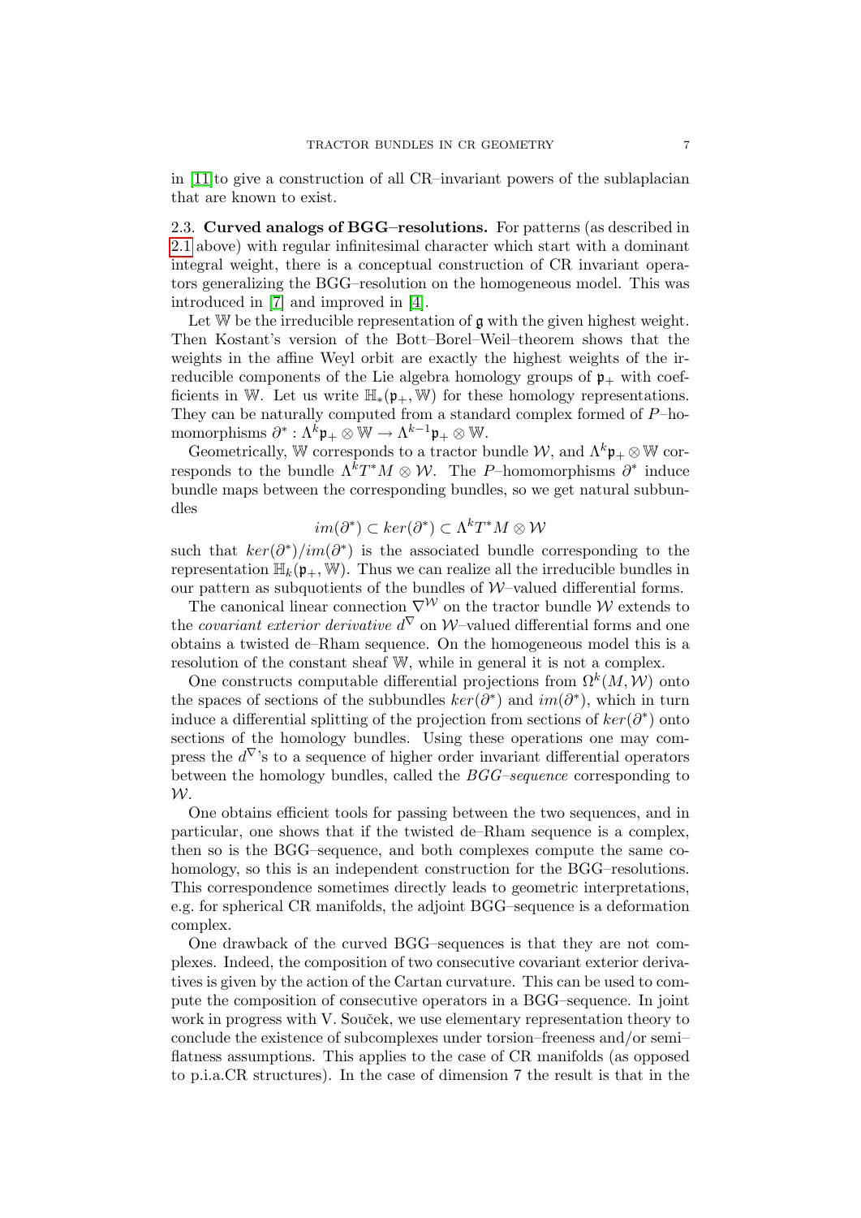in [11] to give a construction of all CR–invariant powers of the sublaplacian that are known to exist.

2.3. **Curved analogs of BGG–resolutions.** For patterns (as described in 2.1 above) with regular infinitesimal character which start with a dominant integral weight, there is a conceptual construction of CR invariant operators generalizing the BGG–resolution on the homogeneous model. This was introduced in [7] and improved in [4].

Let $\mathbb{W}$ be the irreducible representation of $\mathfrak{g}$ with the given highest weight. Then Kostant's version of the Bott–Borel–Weil–theorem shows that the weights in the affine Weyl orbit are exactly the highest weights of the irreducible components of the Lie algebra homology groups of $\mathfrak{p}_+$ with coefficients in $\mathbb{W}$. Let us write $\mathbb{H}_*(\mathfrak{p}_+, \mathbb{W})$ for these homology representations. They can be naturally computed from a standard complex formed of $P$–homomorphisms $\partial^* : \Lambda^k\mathfrak{p}_+ \otimes \mathbb{W} \to \Lambda^{k-1}\mathfrak{p}_+ \otimes \mathbb{W}$.

Geometrically, $\mathbb{W}$ corresponds to a tractor bundle $\mathcal{W}$, and $\Lambda^k\mathfrak{p}_+ \otimes \mathbb{W}$ corresponds to the bundle $\Lambda^k T^*M \otimes \mathcal{W}$. The $P$–homomorphisms $\partial^*$ induce bundle maps between the corresponding bundles, so we get natural subbundles

$$im(\partial^*) \subset ker(\partial^*) \subset \Lambda^k T^*M \otimes \mathcal{W}$$

such that $ker(\partial^*)/im(\partial^*)$ is the associated bundle corresponding to the representation $\mathbb{H}_k(\mathfrak{p}_+, \mathbb{W})$. Thus we can realize all the irreducible bundles in our pattern as subquotients of the bundles of $\mathcal{W}$–valued differential forms.

The canonical linear connection $\nabla^{\mathcal{W}}$ on the tractor bundle $\mathcal{W}$ extends to the *covariant exterior derivative* $d^\nabla$ on $\mathcal{W}$–valued differential forms and one obtains a twisted de–Rham sequence. On the homogeneous model this is a resolution of the constant sheaf $\mathbb{W}$, while in general it is not a complex.

One constructs computable differential projections from $\Omega^k(M, \mathcal{W})$ onto the spaces of sections of the subbundles $ker(\partial^*)$ and $im(\partial^*)$, which in turn induce a differential splitting of the projection from sections of $ker(\partial^*)$ onto sections of the homology bundles. Using these operations one may compress the $d^\nabla$'s to a sequence of higher order invariant differential operators between the homology bundles, called the *BGG–sequence* corresponding to $\mathcal{W}$.

One obtains efficient tools for passing between the two sequences, and in particular, one shows that if the twisted de–Rham sequence is a complex, then so is the BGG–sequence, and both complexes compute the same cohomology, so this is an independent construction for the BGG–resolutions. This correspondence sometimes directly leads to geometric interpretations, e.g. for spherical CR manifolds, the adjoint BGG–sequence is a deformation complex.

One drawback of the curved BGG–sequences is that they are not complexes. Indeed, the composition of two consecutive covariant exterior derivatives is given by the action of the Cartan curvature. This can be used to compute the composition of consecutive operators in a BGG–sequence. In joint work in progress with V. Souček, we use elementary representation theory to conclude the existence of subcomplexes under torsion–freeness and/or semi–flatness assumptions. This applies to the case of CR manifolds (as opposed to p.i.a.CR structures). In the case of dimension 7 the result is that in the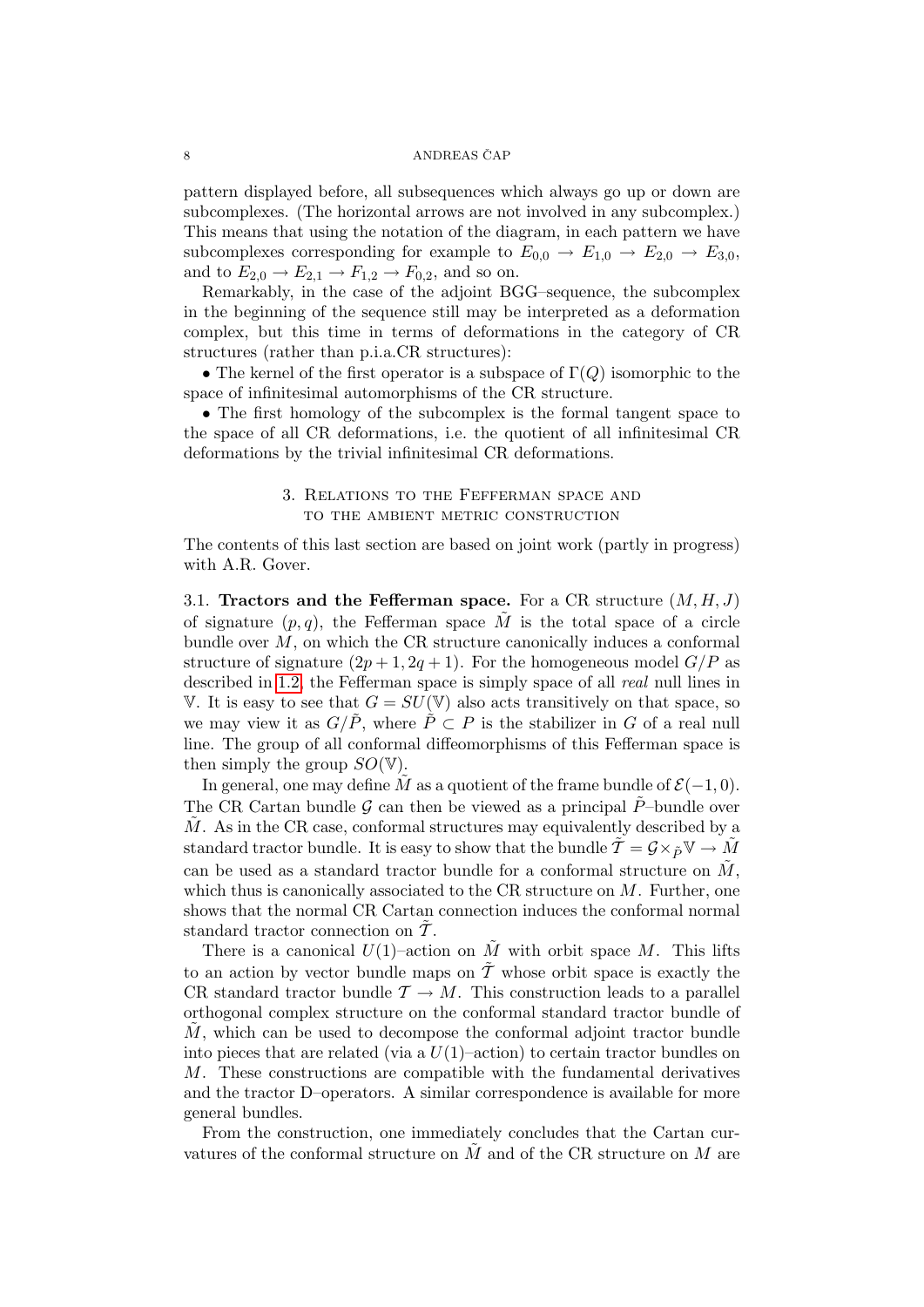pattern displayed before, all subsequences which always go up or down are subcomplexes. (The horizontal arrows are not involved in any subcomplex.) This means that using the notation of the diagram, in each pattern we have subcomplexes corresponding for example to $E_{0,0} \to E_{1,0} \to E_{2,0} \to E_{3,0}$, and to $E_{2,0} \to E_{2,1} \to F_{1,2} \to F_{0,2}$, and so on.

Remarkably, in the case of the adjoint BGG–sequence, the subcomplex in the beginning of the sequence still may be interpreted as a deformation complex, but this time in terms of deformations in the category of CR structures (rather than p.i.a.CR structures):

- The kernel of the first operator is a subspace of $\Gamma(Q)$ isomorphic to the space of infinitesimal automorphisms of the CR structure.
- The first homology of the subcomplex is the formal tangent space to the space of all CR deformations, i.e. the quotient of all infinitesimal CR deformations by the trivial infinitesimal CR deformations.

## 3. Relations to the Fefferman space and to the ambient metric construction

The contents of this last section are based on joint work (partly in progress) with A.R. Gover.

3.1. **Tractors and the Fefferman space.** For a CR structure $(M, H, J)$ of signature $(p, q)$, the Fefferman space $\tilde{M}$ is the total space of a circle bundle over $M$, on which the CR structure canonically induces a conformal structure of signature $(2p+1, 2q+1)$. For the homogeneous model $G/P$ as described in 1.2, the Fefferman space is simply space of all *real* null lines in $\mathbb{V}$. It is easy to see that $G = SU(\mathbb{V})$ also acts transitively on that space, so we may view it as $G/\tilde{P}$, where $\tilde{P} \subset P$ is the stabilizer in $G$ of a real null line. The group of all conformal diffeomorphisms of this Fefferman space is then simply the group $SO(\mathbb{V})$.

In general, one may define $\tilde{M}$ as a quotient of the frame bundle of $\mathcal{E}(-1, 0)$. The CR Cartan bundle $\mathcal{G}$ can then be viewed as a principal $\tilde{P}$–bundle over $\tilde{M}$. As in the CR case, conformal structures may equivalently described by a standard tractor bundle. It is easy to show that the bundle $\tilde{\mathcal{T}} = \mathcal{G} \times_{\tilde{P}} \mathbb{V} \to \tilde{M}$ can be used as a standard tractor bundle for a conformal structure on $\tilde{M}$, which thus is canonically associated to the CR structure on $M$. Further, one shows that the normal CR Cartan connection induces the conformal normal standard tractor connection on $\tilde{\mathcal{T}}$.

There is a canonical $U(1)$–action on $\tilde{M}$ with orbit space $M$. This lifts to an action by vector bundle maps on $\tilde{\mathcal{T}}$ whose orbit space is exactly the CR standard tractor bundle $\mathcal{T} \to M$. This construction leads to a parallel orthogonal complex structure on the conformal standard tractor bundle of $\tilde{M}$, which can be used to decompose the conformal adjoint tractor bundle into pieces that are related (via a $U(1)$–action) to certain tractor bundles on $M$. These constructions are compatible with the fundamental derivatives and the tractor D–operators. A similar correspondence is available for more general bundles.

From the construction, one immediately concludes that the Cartan curvatures of the conformal structure on $\tilde{M}$ and of the CR structure on $M$ are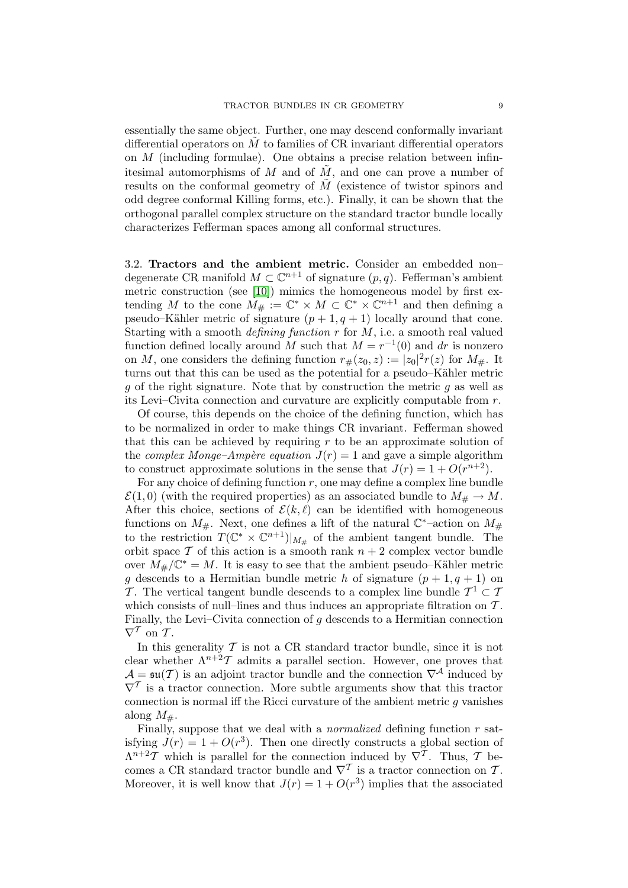essentially the same object. Further, one may descend conformally invariant differential operators on $\tilde{M}$ to families of CR invariant differential operators on $M$ (including formulae). One obtains a precise relation between infinitesimal automorphisms of $M$ and of $\tilde{M}$, and one can prove a number of results on the conformal geometry of $\tilde{M}$ (existence of twistor spinors and odd degree conformal Killing forms, etc.). Finally, it can be shown that the orthogonal parallel complex structure on the standard tractor bundle locally characterizes Fefferman spaces among all conformal structures.

3.2. **Tractors and the ambient metric.** Consider an embedded non–degenerate CR manifold $M \subset \mathbb{C}^{n+1}$ of signature $(p, q)$. Fefferman's ambient metric construction (see [10]) mimics the homogeneous model by first extending $M$ to the cone $M_\# := \mathbb{C}^* \times M \subset \mathbb{C}^* \times \mathbb{C}^{n+1}$ and then defining a pseudo–Kähler metric of signature $(p+1, q+1)$ locally around that cone. Starting with a smooth *defining function* $r$ for $M$, i.e. a smooth real valued function defined locally around $M$ such that $M = r^{-1}(0)$ and $dr$ is nonzero on $M$, one considers the defining function $r_\#(z_0, z) := |z_0|^2 r(z)$ for $M_\#$. It turns out that this can be used as the potential for a pseudo–Kähler metric $g$ of the right signature. Note that by construction the metric $g$ as well as its Levi–Civita connection and curvature are explicitly computable from $r$.

Of course, this depends on the choice of the defining function, which has to be normalized in order to make things CR invariant. Fefferman showed that this can be achieved by requiring $r$ to be an approximate solution of the *complex Monge–Ampère equation* $J(r) = 1$ and gave a simple algorithm to construct approximate solutions in the sense that $J(r) = 1 + O(r^{n+2})$.

For any choice of defining function $r$, one may define a complex line bundle $\mathcal{E}(1, 0)$ (with the required properties) as an associated bundle to $M_\# \to M$. After this choice, sections of $\mathcal{E}(k, \ell)$ can be identified with homogeneous functions on $M_\#$. Next, one defines a lift of the natural $\mathbb{C}^*$–action on $M_\#$ to the restriction $T(\mathbb{C}^* \times \mathbb{C}^{n+1})|_{M_\#}$ of the ambient tangent bundle. The orbit space $\mathcal{T}$ of this action is a smooth rank $n+2$ complex vector bundle over $M_\#/\mathbb{C}^* = M$. It is easy to see that the ambient pseudo–Kähler metric $g$ descends to a Hermitian bundle metric $h$ of signature $(p+1, q+1)$ on $\mathcal{T}$. The vertical tangent bundle descends to a complex line bundle $\mathcal{T}^1 \subset \mathcal{T}$ which consists of null–lines and thus induces an appropriate filtration on $\mathcal{T}$. Finally, the Levi–Civita connection of $g$ descends to a Hermitian connection $\nabla^{\mathcal{T}}$ on $\mathcal{T}$.

In this generality $\mathcal{T}$ is not a CR standard tractor bundle, since it is not clear whether $\Lambda^{n+2}\mathcal{T}$ admits a parallel section. However, one proves that $\mathcal{A} = \mathfrak{su}(\mathcal{T})$ is an adjoint tractor bundle and the connection $\nabla^{\mathcal{A}}$ induced by $\nabla^{\mathcal{T}}$ is a tractor connection. More subtle arguments show that this tractor connection is normal iff the Ricci curvature of the ambient metric $g$ vanishes along $M_\#$.

Finally, suppose that we deal with a *normalized* defining function $r$ satisfying $J(r) = 1 + O(r^3)$. Then one directly constructs a global section of $\Lambda^{n+2}\mathcal{T}$ which is parallel for the connection induced by $\nabla^{\mathcal{T}}$. Thus, $\mathcal{T}$ becomes a CR standard tractor bundle and $\nabla^{\mathcal{T}}$ is a tractor connection on $\mathcal{T}$. Moreover, it is well know that $J(r) = 1 + O(r^3)$ implies that the associated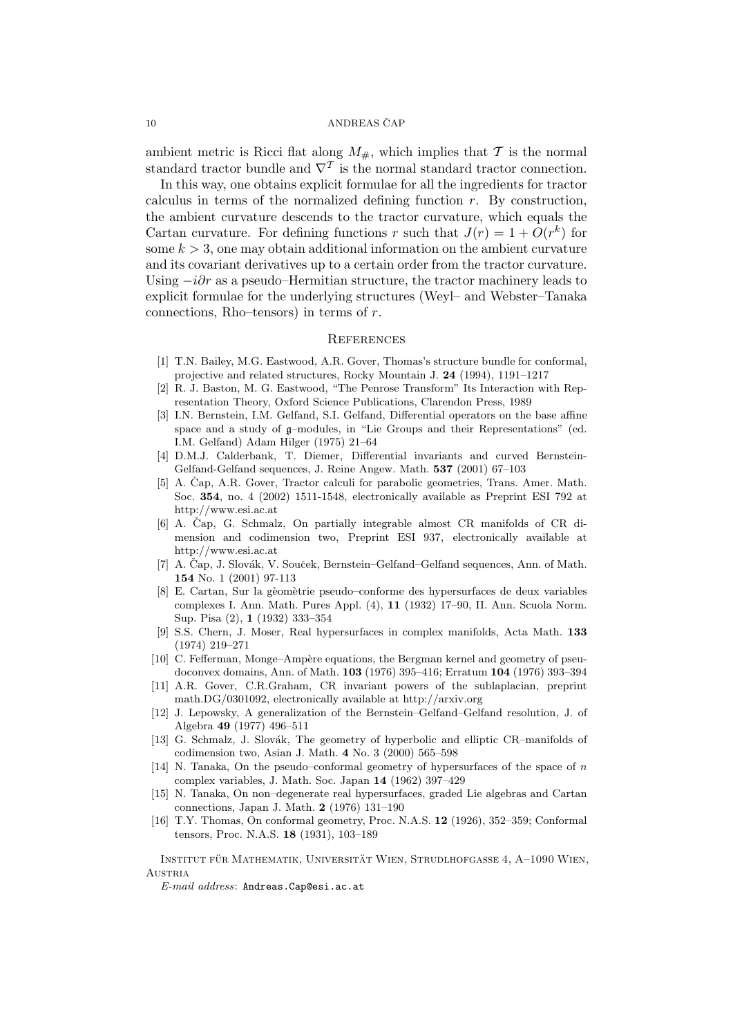ambient metric is Ricci flat along $M_{\#}$, which implies that $\mathcal{T}$ is the normal standard tractor bundle and $\nabla^{\mathcal{T}}$ is the normal standard tractor connection.

In this way, one obtains explicit formulae for all the ingredients for tractor calculus in terms of the normalized defining function $r$. By construction, the ambient curvature descends to the tractor curvature, which equals the Cartan curvature. For defining functions $r$ such that $J(r) = 1 + O(r^k)$ for some $k > 3$, one may obtain additional information on the ambient curvature and its covariant derivatives up to a certain order from the tractor curvature. Using $-i\partial r$ as a pseudo–Hermitian structure, the tractor machinery leads to explicit formulae for the underlying structures (Weyl– and Webster–Tanaka connections, Rho–tensors) in terms of $r$.

## References

[1] T.N. Bailey, M.G. Eastwood, A.R. Gover, Thomas's structure bundle for conformal, projective and related structures, Rocky Mountain J. **24** (1994), 1191–1217

[2] R. J. Baston, M. G. Eastwood, "The Penrose Transform" Its Interaction with Representation Theory, Oxford Science Publications, Clarendon Press, 1989

[3] I.N. Bernstein, I.M. Gelfand, S.I. Gelfand, Differential operators on the base affine space and a study of $\mathfrak{g}$–modules, in "Lie Groups and their Representations" (ed. I.M. Gelfand) Adam Hilger (1975) 21–64

[4] D.M.J. Calderbank, T. Diemer, Differential invariants and curved Bernstein-Gelfand-Gelfand sequences, J. Reine Angew. Math. **537** (2001) 67–103

[5] A. Čap, A.R. Gover, Tractor calculi for parabolic geometries, Trans. Amer. Math. Soc. **354**, no. 4 (2002) 1511-1548, electronically available as Preprint ESI 792 at http://www.esi.ac.at

[6] A. Čap, G. Schmalz, On partially integrable almost CR manifolds of CR dimension and codimension two, Preprint ESI 937, electronically available at http://www.esi.ac.at

[7] A. Čap, J. Slovák, V. Souček, Bernstein–Gelfand–Gelfand sequences, Ann. of Math. **154** No. 1 (2001) 97-113

[8] E. Cartan, Sur la gèomètrie pseudo–conforme des hypersurfaces de deux variables complexes I. Ann. Math. Pures Appl. (4), **11** (1932) 17–90, II. Ann. Scuola Norm. Sup. Pisa (2), **1** (1932) 333–354

[9] S.S. Chern, J. Moser, Real hypersurfaces in complex manifolds, Acta Math. **133** (1974) 219–271

[10] C. Fefferman, Monge–Ampère equations, the Bergman kernel and geometry of pseudoconvex domains, Ann. of Math. **103** (1976) 395–416; Erratum **104** (1976) 393–394

[11] A.R. Gover, C.R.Graham, CR invariant powers of the sublaplacian, preprint math.DG/0301092, electronically available at http://arxiv.org

[12] J. Lepowsky, A generalization of the Bernstein–Gelfand–Gelfand resolution, J. of Algebra **49** (1977) 496–511

[13] G. Schmalz, J. Slovák, The geometry of hyperbolic and elliptic CR–manifolds of codimension two, Asian J. Math. **4** No. 3 (2000) 565–598

[14] N. Tanaka, On the pseudo–conformal geometry of hypersurfaces of the space of $n$ complex variables, J. Math. Soc. Japan **14** (1962) 397–429

[15] N. Tanaka, On non–degenerate real hypersurfaces, graded Lie algebras and Cartan connections, Japan J. Math. **2** (1976) 131–190

[16] T.Y. Thomas, On conformal geometry, Proc. N.A.S. **12** (1926), 352–359; Conformal tensors, Proc. N.A.S. **18** (1931), 103–189

Institut für Mathematik, Universität Wien, Strudlhofgasse 4, A–1090 Wien, Austria

*E-mail address*: Andreas.Cap@esi.ac.at